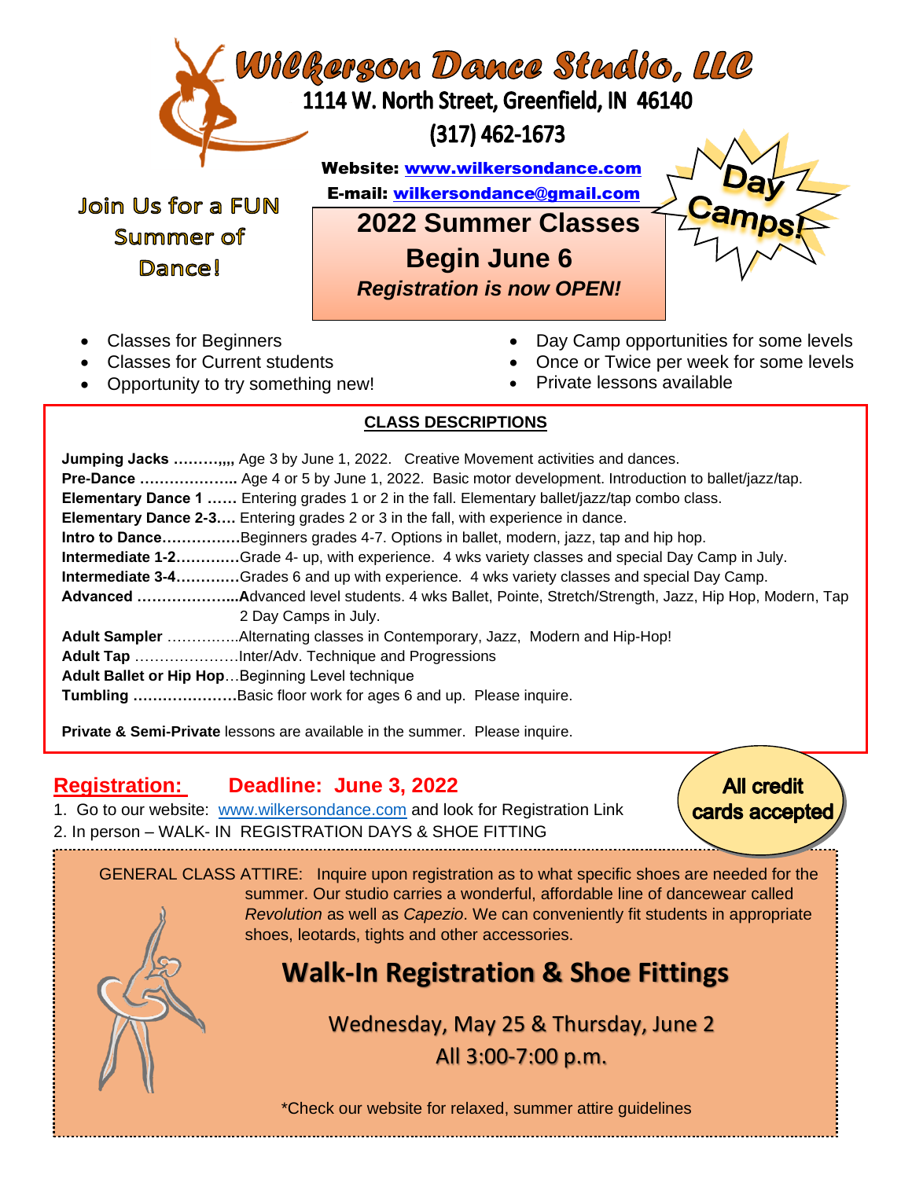# Wilkerson Dance Studio, LLC

1114 W. North Street, Greenfield, IN 46140

(317) 462-1673

**Website:** www.wilkersondance.com

**E-mail:** wilkersondance@gmail.com

Join Us for a FUN Summer of Dance!

## 2022 Summer Classes

## Begin June 6

***Registration is now OPEN!***

Day Camps!

- Classes for Beginners
- Classes for Current students
- Opportunity to try something new!
- Day Camp opportunities for some levels
- Once or Twice per week for some levels
- Private lessons available

### CLASS DESCRIPTIONS

**Jumping Jacks ………,,,,** Age 3 by June 1, 2022. Creative Movement activities and dances.
**Pre-Dance ………………..** Age 4 or 5 by June 1, 2022. Basic motor development. Introduction to ballet/jazz/tap.
**Elementary Dance 1 ……** Entering grades 1 or 2 in the fall. Elementary ballet/jazz/tap combo class.
**Elementary Dance 2-3….** Entering grades 2 or 3 in the fall, with experience in dance.
**Intro to Dance…………….**Beginners grades 4-7. Options in ballet, modern, jazz, tap and hip hop.
**Intermediate 1-2…………**Grade 4- up, with experience. 4 wks variety classes and special Day Camp in July.
**Intermediate 3-4…………**Grades 6 and up with experience. 4 wks variety classes and special Day Camp.
**Advanced ………………...A**dvanced level students. 4 wks Ballet, Pointe, Stretch/Strength, Jazz, Hip Hop, Modern, Tap 2 Day Camps in July.
**Adult Sampler** …………...Alternating classes in Contemporary, Jazz, Modern and Hip-Hop!
**Adult Tap** …………………Inter/Adv. Technique and Progressions
**Adult Ballet or Hip Hop**…Beginning Level technique
**Tumbling …………………**Basic floor work for ages 6 and up. Please inquire.

**Private & Semi-Private** lessons are available in the summer. Please inquire.

## Registration: Deadline: June 3, 2022

1. Go to our website: www.wilkersondance.com and look for Registration Link
2. In person – WALK- IN REGISTRATION DAYS & SHOE FITTING

**All credit cards accepted**

GENERAL CLASS ATTIRE: Inquire upon registration as to what specific shoes are needed for the summer. Our studio carries a wonderful, affordable line of dancewear called *Revolution* as well as *Capezio*. We can conveniently fit students in appropriate shoes, leotards, tights and other accessories.

## Walk-In Registration & Shoe Fittings

Wednesday, May 25 & Thursday, June 2
All 3:00-7:00 p.m.

*Check our website for relaxed, summer attire guidelines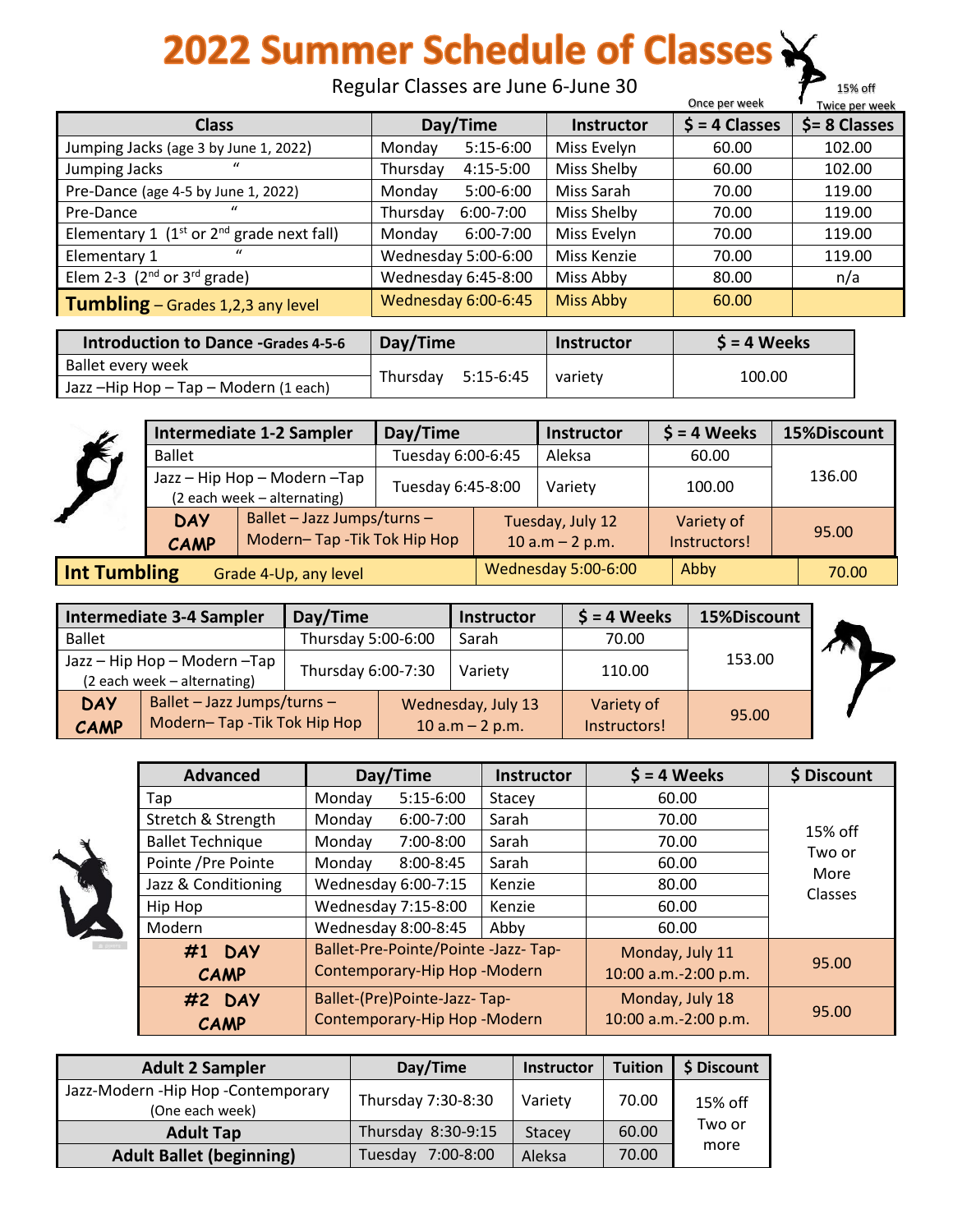# 2022 Summer Schedule of Classes

Regular Classes are June 6-June 30

| Class | Day/Time | Instructor | $ = 4 Classes (Once per week) | $= 8 Classes (15% off Twice per week) |
|---|---|---|---|---|
| Jumping Jacks (age 3 by June 1, 2022) | Monday 5:15-6:00 | Miss Evelyn | 60.00 | 102.00 |
| Jumping Jacks " | Thursday 4:15-5:00 | Miss Shelby | 60.00 | 102.00 |
| Pre-Dance (age 4-5 by June 1, 2022) | Monday 5:00-6:00 | Miss Sarah | 70.00 | 119.00 |
| Pre-Dance " | Thursday 6:00-7:00 | Miss Shelby | 70.00 | 119.00 |
| Elementary 1 (1st or 2nd grade next fall) | Monday 6:00-7:00 | Miss Evelyn | 70.00 | 119.00 |
| Elementary 1 " | Wednesday 5:00-6:00 | Miss Kenzie | 70.00 | 119.00 |
| Elem 2-3 (2nd or 3rd grade) | Wednesday 6:45-8:00 | Miss Abby | 80.00 | n/a |
| **Tumbling** – Grades 1,2,3 any level | Wednesday 6:00-6:45 | Miss Abby | 60.00 | |

| Introduction to Dance -Grades 4-5-6 | Day/Time | Instructor | $ = 4 Weeks |
|---|---|---|---|
| Ballet every week<br>Jazz –Hip Hop – Tap – Modern (1 each) | Thursday 5:15-6:45 | variety | 100.00 |

| Intermediate 1-2 Sampler | Day/Time | Instructor | $ = 4 Weeks | 15%Discount |
|---|---|---|---|---|
| Ballet | Tuesday 6:00-6:45 | Aleksa | 60.00 | 136.00 |
| Jazz – Hip Hop – Modern –Tap (2 each week – alternating) | Tuesday 6:45-8:00 | Variety | 100.00 | |
| **DAY CAMP** Ballet – Jazz Jumps/turns – Modern– Tap -Tik Tok Hip Hop | Tuesday, July 12 10 a.m – 2 p.m. | Variety of Instructors! | | 95.00 |
| **Int Tumbling** Grade 4-Up, any level | Wednesday 5:00-6:00 | Abby | | 70.00 |

| Intermediate 3-4 Sampler | Day/Time | Instructor | $ = 4 Weeks | 15%Discount |
|---|---|---|---|---|
| Ballet | Thursday 5:00-6:00 | Sarah | 70.00 | 153.00 |
| Jazz – Hip Hop – Modern –Tap (2 each week – alternating) | Thursday 6:00-7:30 | Variety | 110.00 | |
| **DAY CAMP** Ballet – Jazz Jumps/turns – Modern– Tap -Tik Tok Hip Hop | Wednesday, July 13 10 a.m – 2 p.m. | Variety of Instructors! | | 95.00 |

| Advanced | Day/Time | Instructor | $ = 4 Weeks | $ Discount |
|---|---|---|---|---|
| Tap | Monday 5:15-6:00 | Stacey | 60.00 | 15% off Two or More Classes |
| Stretch & Strength | Monday 6:00-7:00 | Sarah | 70.00 | |
| Ballet Technique | Monday 7:00-8:00 | Sarah | 70.00 | |
| Pointe /Pre Pointe | Monday 8:00-8:45 | Sarah | 60.00 | |
| Jazz & Conditioning | Wednesday 6:00-7:15 | Kenzie | 80.00 | |
| Hip Hop | Wednesday 7:15-8:00 | Kenzie | 60.00 | |
| Modern | Wednesday 8:00-8:45 | Abby | 60.00 | |
| **#1 DAY CAMP** | Ballet-Pre-Pointe/Pointe -Jazz- Tap-Contemporary-Hip Hop -Modern | | Monday, July 11 10:00 a.m.-2:00 p.m. | 95.00 |
| **#2 DAY CAMP** | Ballet-(Pre)Pointe-Jazz- Tap-Contemporary-Hip Hop -Modern | | Monday, July 18 10:00 a.m.-2:00 p.m. | 95.00 |

| Adult 2 Sampler | Day/Time | Instructor | Tuition | $ Discount |
|---|---|---|---|---|
| Jazz-Modern -Hip Hop -Contemporary (One each week) | Thursday 7:30-8:30 | Variety | 70.00 | 15% off Two or more |
| **Adult Tap** | Thursday 8:30-9:15 | Stacey | 60.00 | |
| **Adult Ballet (beginning)** | Tuesday 7:00-8:00 | Aleksa | 70.00 | |